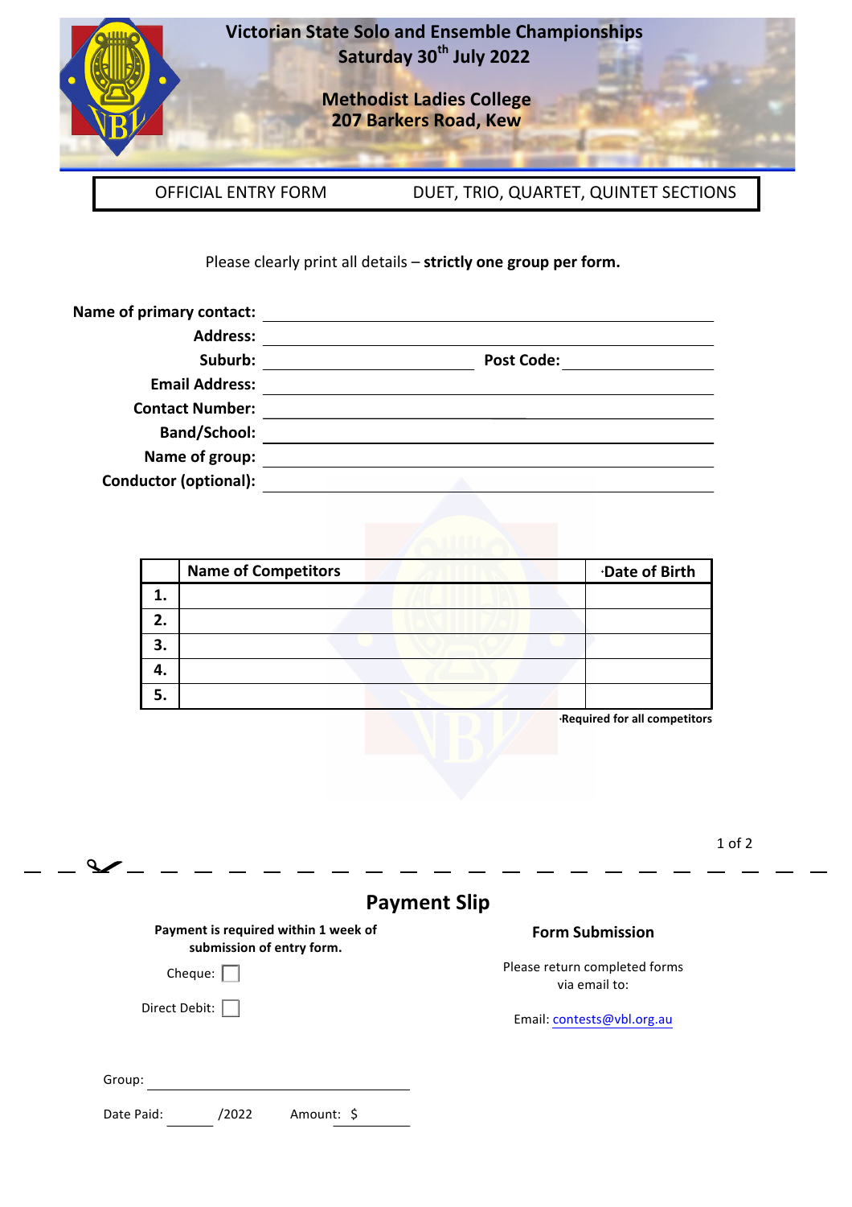# Victorian State Solo and Ensemble Championships

**Saturday 30th July 2022**

**Methodist Ladies College**
**207 Barkers Road, Kew**

| OFFICIAL ENTRY FORM | DUET, TRIO, QUARTET, QUINTET SECTIONS |
|---|---|

Please clearly print all details – **strictly one group per form.**

**Name of primary contact:** ______________________

**Address:** ______________________

**Suburb:** ______________ **Post Code:** ____________

**Email Address:** ______________________

**Contact Number:** ______________________

**Band/School:** ______________________

**Name of group:** ______________________

**Conductor (optional):** ______________________

| | Name of Competitors | ·Date of Birth |
|---|---|---|
| **1.** | | |
| **2.** | | |
| **3.** | | |
| **4.** | | |
| **5.** | | |

**·Required for all competitors**

---

## Payment Slip

**Payment is required within 1 week of submission of entry form.**

Cheque: ☐

Direct Debit: ☐

Group: ______________________

Date Paid: ______ /2022   Amount: $ ________

### Form Submission

Please return completed forms via email to:

Email: contests@vbl.org.au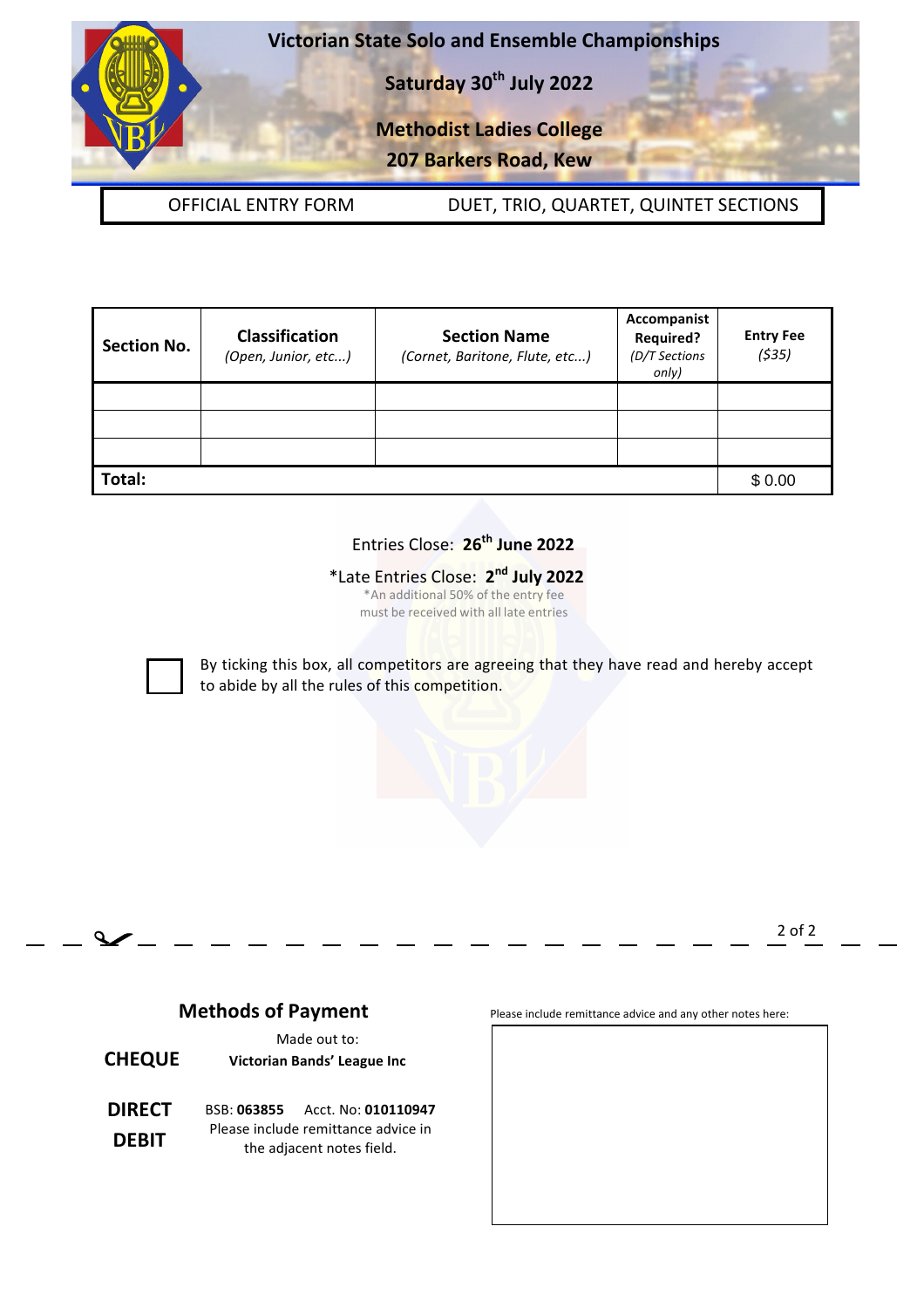# Victorian State Solo and Ensemble Championships

## Saturday 30th July 2022

## Methodist Ladies College
## 207 Barkers Road, Kew

| OFFICIAL ENTRY FORM | DUET, TRIO, QUARTET, QUINTET SECTIONS |
|---|---|

| Section No. | Classification *(Open, Junior, etc...)* | Section Name *(Cornet, Baritone, Flute, etc...)* | Accompanist Required? *(D/T Sections only)* | Entry Fee *($35)* |
|---|---|---|---|---|
| | | | | |
| | | | | |
| | | | | |
| **Total:** | | | | $ 0.00 |

Entries Close: **26th June 2022**

*Late Entries Close: **2nd July 2022**

*An additional 50% of the entry fee must be received with all late entries

☐ By ticking this box, all competitors are agreeing that they have read and hereby accept to abide by all the rules of this competition.

---

### Methods of Payment

**CHEQUE** — Made out to: **Victorian Bands' League Inc**

**DIRECT DEBIT** — BSB: **063855** Acct. No: **010110947**
Please include remittance advice in the adjacent notes field.

Please include remittance advice and any other notes here: